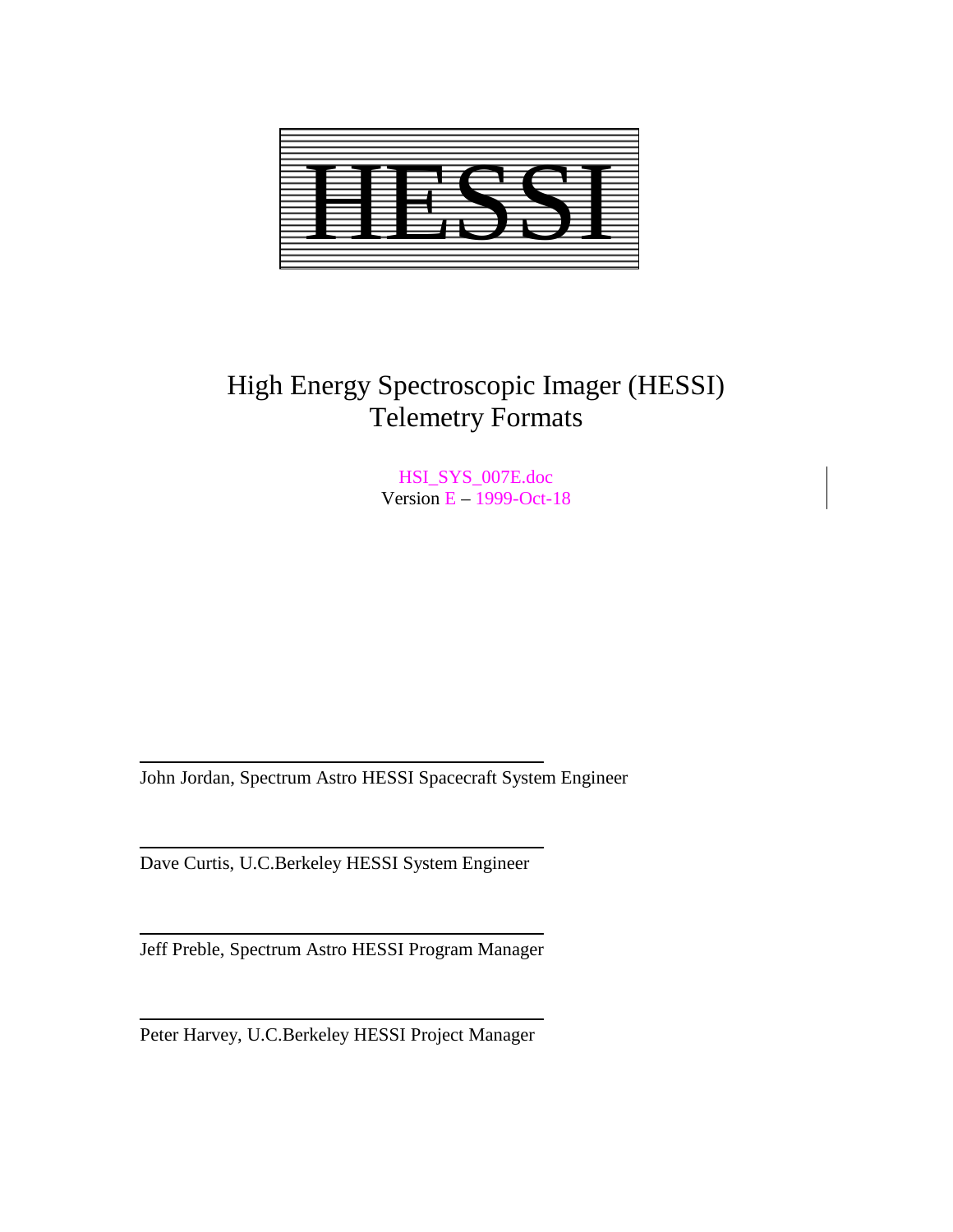# HESSI

## High Energy Spectroscopic Imager (HESSI) Telemetry Formats

HSI_SYS_007E.doc
Version E – 1999-Oct-18

John Jordan, Spectrum Astro HESSI Spacecraft System Engineer

Dave Curtis, U.C.Berkeley HESSI System Engineer

Jeff Preble, Spectrum Astro HESSI Program Manager

Peter Harvey, U.C.Berkeley HESSI Project Manager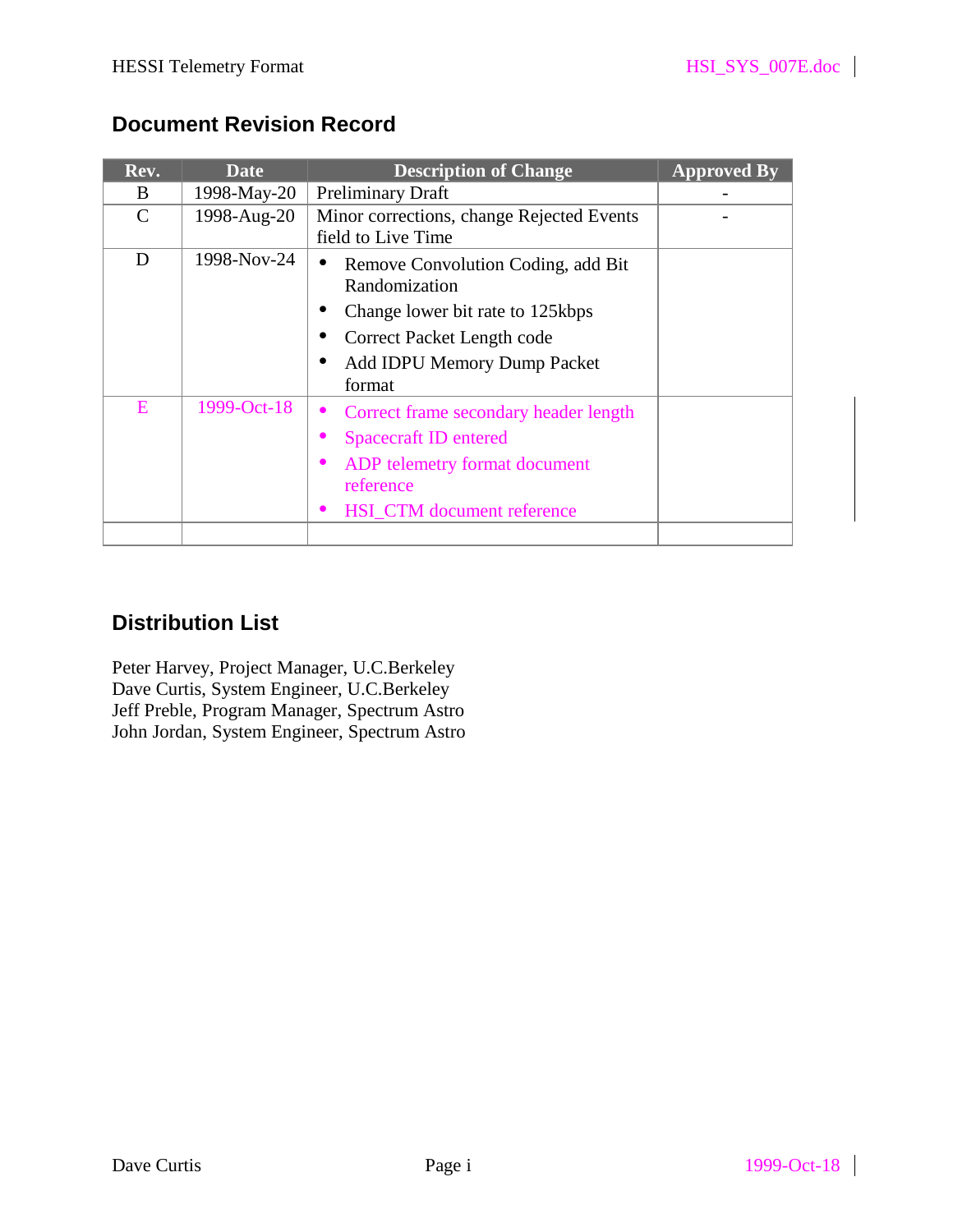## Document Revision Record

| Rev. | Date | Description of Change | Approved By |
|---|---|---|---|
| B | 1998-May-20 | Preliminary Draft | - |
| C | 1998-Aug-20 | Minor corrections, change Rejected Events field to Live Time | - |
| D | 1998-Nov-24 | • Remove Convolution Coding, add Bit Randomization<br>• Change lower bit rate to 125kbps<br>• Correct Packet Length code<br>• Add IDPU Memory Dump Packet format | |
| E | 1999-Oct-18 | • Correct frame secondary header length<br>• Spacecraft ID entered<br>• ADP telemetry format document reference<br>• HSI_CTM document reference | |
| | | | |

## Distribution List

Peter Harvey, Project Manager, U.C.Berkeley
Dave Curtis, System Engineer, U.C.Berkeley
Jeff Preble, Program Manager, Spectrum Astro
John Jordan, System Engineer, Spectrum Astro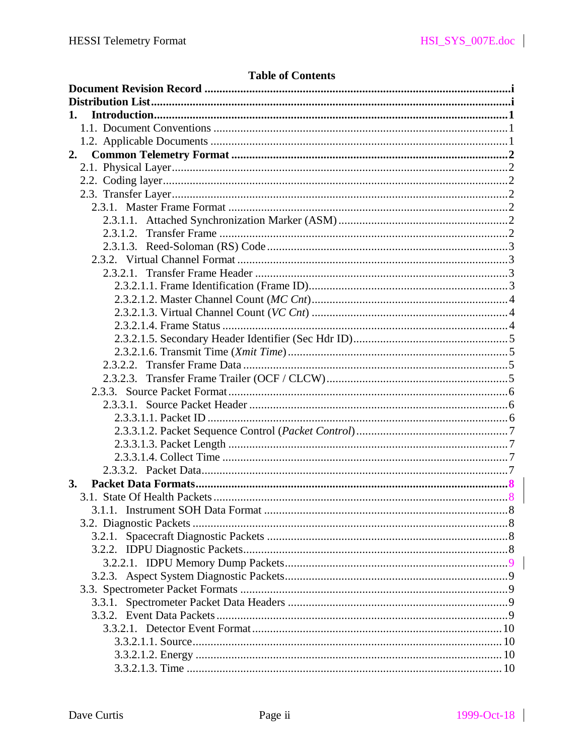**Table of Contents**

**Document Revision Record ........................................................................................i**
**Distribution List..........................................................................................................i**
**1. Introduction..........................................................................................................1**
1.1. Document Conventions .........................................................................................1
1.2. Applicable Documents ..........................................................................................1
**2. Common Telemetry Format ................................................................................2**
2.1. Physical Layer.......................................................................................................2
2.2. Coding layer..........................................................................................................2
2.3. Transfer Layer.......................................................................................................2
2.3.1. Master Frame Format ........................................................................................2
2.3.1.1. Attached Synchronization Marker (ASM)......................................................2
2.3.1.2. Transfer Frame ..............................................................................................2
2.3.1.3. Reed-Soloman (RS) Code..............................................................................3
2.3.2. Virtual Channel Format ......................................................................................3
2.3.2.1. Transfer Frame Header ..................................................................................3
2.3.2.1.1. Frame Identification (Frame ID)...................................................................3
2.3.2.1.2. Master Channel Count (*MC Cnt*)...............................................................4
2.3.2.1.3. Virtual Channel Count (*VC Cnt*) ...............................................................4
2.3.2.1.4. Frame Status .................................................................................................4
2.3.2.1.5. Secondary Header Identifier (Sec Hdr ID)...................................................5
2.3.2.1.6. Transmit Time (*Xmit Time*).......................................................................5
2.3.2.2. Transfer Frame Data .......................................................................................5
2.3.2.3. Transfer Frame Trailer (OCF / CLCW)..........................................................5
2.3.3. Source Packet Format..........................................................................................6
2.3.3.1. Source Packet Header .....................................................................................6
2.3.3.1.1. Packet ID ......................................................................................................6
2.3.3.1.2. Packet Sequence Control (*Packet Control*)................................................7
2.3.3.1.3. Packet Length ...............................................................................................7
2.3.3.1.4. Collect Time .................................................................................................7
2.3.3.2. Packet Data......................................................................................................7
**3. Packet Data Formats............................................................................................8**
3.1. State Of Health Packets .........................................................................................8
3.1.1. Instrument SOH Data Format .............................................................................8
3.2. Diagnostic Packets .................................................................................................8
3.2.1. Spacecraft Diagnostic Packets ............................................................................8
3.2.2. IDPU Diagnostic Packets.....................................................................................8
3.2.2.1. IDPU Memory Dump Packets.........................................................................9
3.2.3. Aspect System Diagnostic Packets......................................................................9
3.3. Spectrometer Packet Formats .................................................................................9
3.3.1. Spectrometer Packet Data Headers .....................................................................9
3.3.2. Event Data Packets...............................................................................................9
3.3.2.1. Detector Event Format.....................................................................................10
3.3.2.1.1. Source.............................................................................................................10
3.3.2.1.2. Energy ............................................................................................................10
3.3.2.1.3. Time ...............................................................................................................10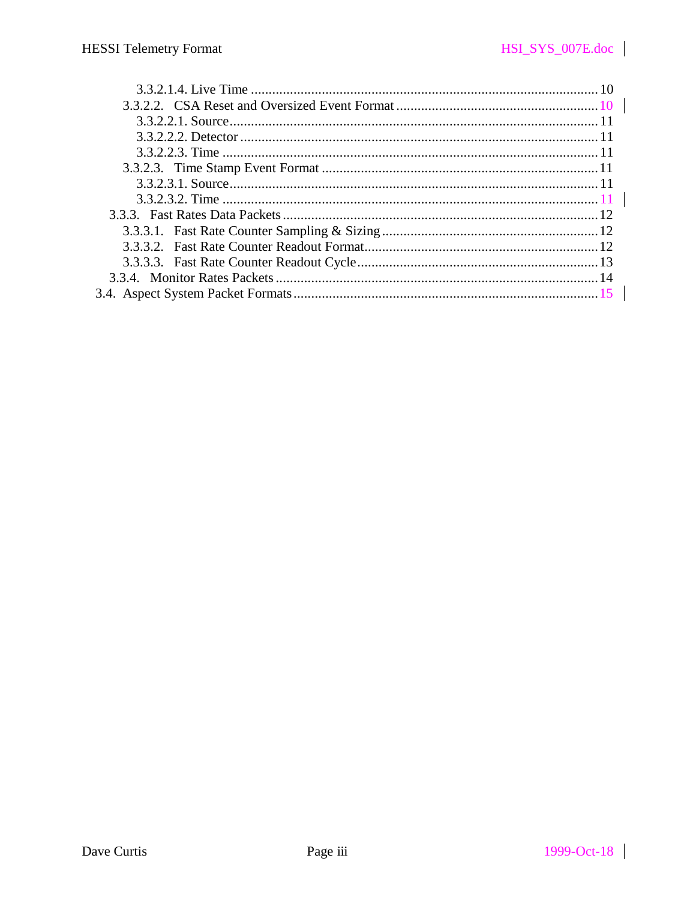3.3.2.1.4. Live Time ........................................................................................... 10
3.3.2.2. CSA Reset and Oversized Event Format ........................................................ 10
3.3.2.2.1. Source ........................................................................................... 11
3.3.2.2.2. Detector ........................................................................................ 11
3.3.2.2.3. Time ............................................................................................. 11
3.3.2.3. Time Stamp Event Format ............................................................................ 11
3.3.2.3.1. Source ........................................................................................... 11
3.3.2.3.2. Time ............................................................................................. 11
3.3.3. Fast Rates Data Packets ....................................................................................... 12
3.3.3.1. Fast Rate Counter Sampling & Sizing ............................................................ 12
3.3.3.2. Fast Rate Counter Readout Format ................................................................. 12
3.3.3.3. Fast Rate Counter Readout Cycle ................................................................... 13
3.3.4. Monitor Rates Packets ......................................................................................... 14
3.4. Aspect System Packet Formats ................................................................................... 15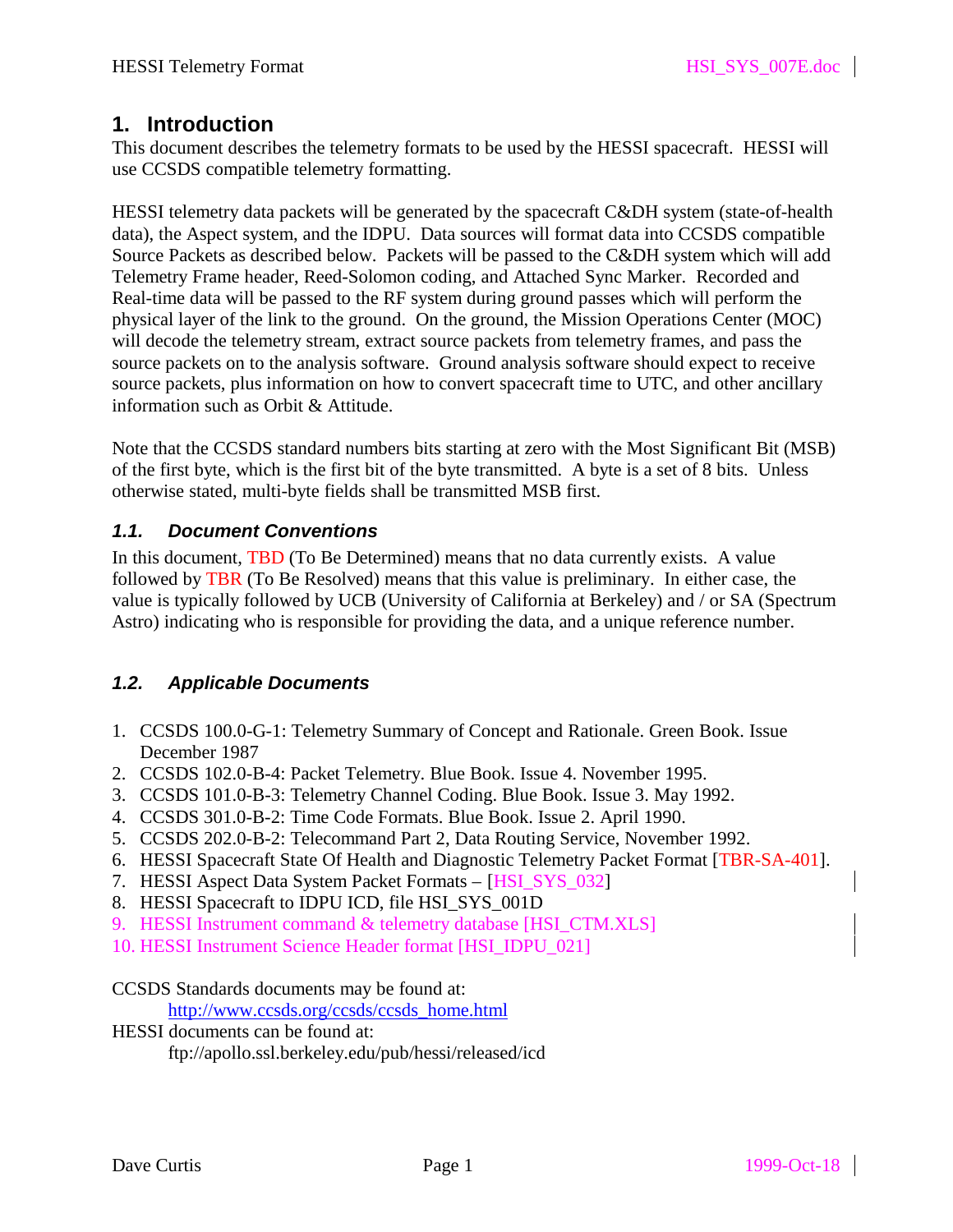# 1. Introduction

This document describes the telemetry formats to be used by the HESSI spacecraft. HESSI will use CCSDS compatible telemetry formatting.

HESSI telemetry data packets will be generated by the spacecraft C&DH system (state-of-health data), the Aspect system, and the IDPU. Data sources will format data into CCSDS compatible Source Packets as described below. Packets will be passed to the C&DH system which will add Telemetry Frame header, Reed-Solomon coding, and Attached Sync Marker. Recorded and Real-time data will be passed to the RF system during ground passes which will perform the physical layer of the link to the ground. On the ground, the Mission Operations Center (MOC) will decode the telemetry stream, extract source packets from telemetry frames, and pass the source packets on to the analysis software. Ground analysis software should expect to receive source packets, plus information on how to convert spacecraft time to UTC, and other ancillary information such as Orbit & Attitude.

Note that the CCSDS standard numbers bits starting at zero with the Most Significant Bit (MSB) of the first byte, which is the first bit of the byte transmitted. A byte is a set of 8 bits. Unless otherwise stated, multi-byte fields shall be transmitted MSB first.

## *1.1. Document Conventions*

In this document, TBD (To Be Determined) means that no data currently exists. A value followed by TBR (To Be Resolved) means that this value is preliminary. In either case, the value is typically followed by UCB (University of California at Berkeley) and / or SA (Spectrum Astro) indicating who is responsible for providing the data, and a unique reference number.

## *1.2. Applicable Documents*

1. CCSDS 100.0-G-1: Telemetry Summary of Concept and Rationale. Green Book. Issue December 1987
2. CCSDS 102.0-B-4: Packet Telemetry. Blue Book. Issue 4. November 1995.
3. CCSDS 101.0-B-3: Telemetry Channel Coding. Blue Book. Issue 3. May 1992.
4. CCSDS 301.0-B-2: Time Code Formats. Blue Book. Issue 2. April 1990.
5. CCSDS 202.0-B-2: Telecommand Part 2, Data Routing Service, November 1992.
6. HESSI Spacecraft State Of Health and Diagnostic Telemetry Packet Format [TBR-SA-401].
7. HESSI Aspect Data System Packet Formats – [HSI_SYS_032]
8. HESSI Spacecraft to IDPU ICD, file HSI_SYS_001D
9. HESSI Instrument command & telemetry database [HSI_CTM.XLS]
10. HESSI Instrument Science Header format [HSI_IDPU_021]

CCSDS Standards documents may be found at:

http://www.ccsds.org/ccsds/ccsds_home.html

HESSI documents can be found at:

ftp://apollo.ssl.berkeley.edu/pub/hessi/released/icd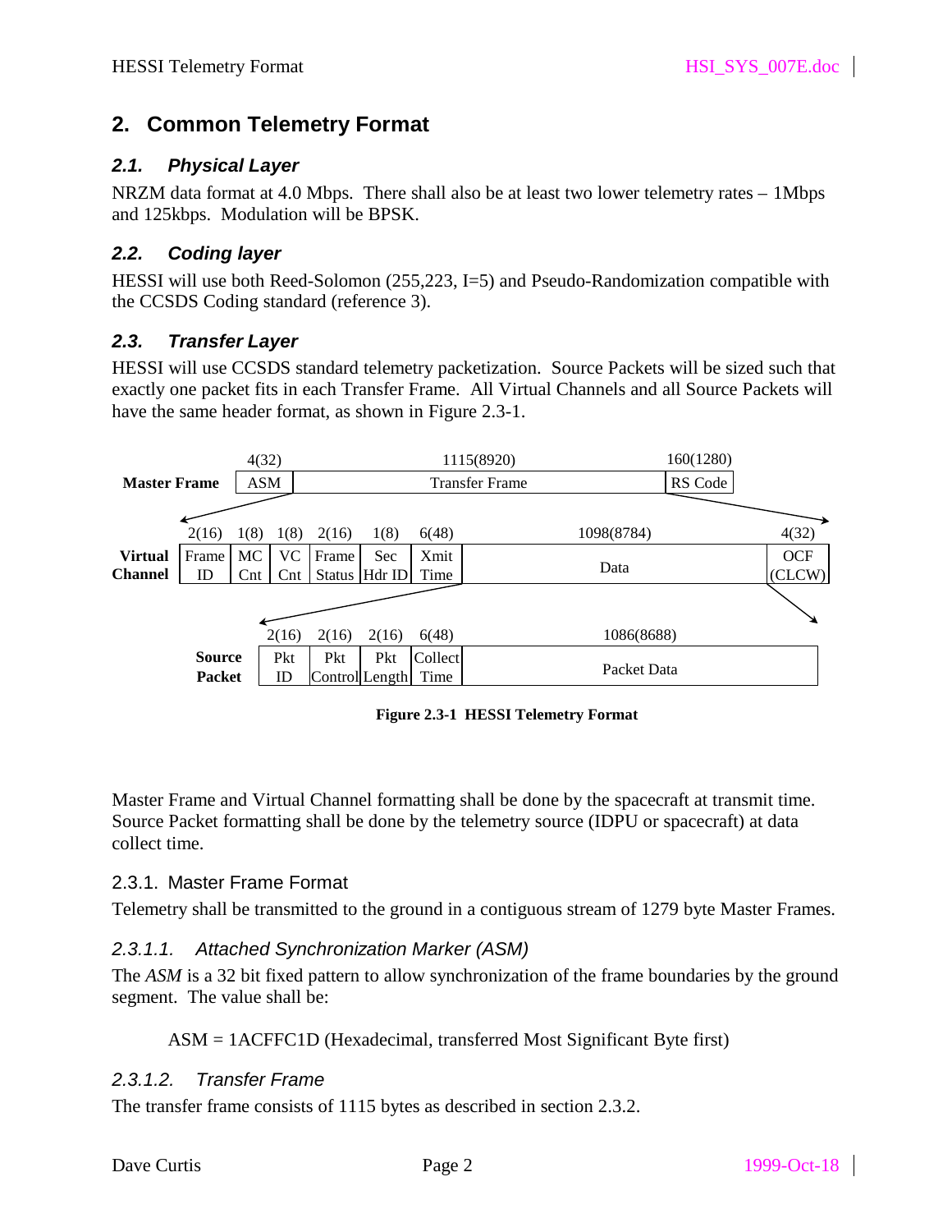## 2. Common Telemetry Format

### 2.1. Physical Layer

NRZM data format at 4.0 Mbps. There shall also be at least two lower telemetry rates – 1Mbps and 125kbps. Modulation will be BPSK.

### 2.2. Coding layer

HESSI will use both Reed-Solomon (255,223, I=5) and Pseudo-Randomization compatible with the CCSDS Coding standard (reference 3).

### 2.3. Transfer Layer

HESSI will use CCSDS standard telemetry packetization. Source Packets will be sized such that exactly one packet fits in each Transfer Frame. All Virtual Channels and all Source Packets will have the same header format, as shown in Figure 2.3-1.

**Master Frame**

| 4(32) | 1115(8920) | 160(1280) |
|---|---|---|
| ASM | Transfer Frame | RS Code |

**Virtual Channel**

| 2(16) | 1(8) | 1(8) | 2(16) | 1(8) | 6(48) | 1098(8784) | 4(32) |
|---|---|---|---|---|---|---|---|
| Frame ID | MC Cnt | VC Cnt | Frame Status | Sec Hdr ID | Xmit Time | Data | OCF (CLCW) |

**Source Packet**

| 2(16) | 2(16) | 2(16) | 6(48) | 1086(8688) |
|---|---|---|---|---|
| Pkt ID | Pkt Control | Pkt Length | Collect Time | Packet Data |

**Figure 2.3-1 HESSI Telemetry Format**

Master Frame and Virtual Channel formatting shall be done by the spacecraft at transmit time. Source Packet formatting shall be done by the telemetry source (IDPU or spacecraft) at data collect time.

#### 2.3.1. Master Frame Format

Telemetry shall be transmitted to the ground in a contiguous stream of 1279 byte Master Frames.

##### *2.3.1.1. Attached Synchronization Marker (ASM)*

The *ASM* is a 32 bit fixed pattern to allow synchronization of the frame boundaries by the ground segment. The value shall be:

ASM = 1ACFFC1D (Hexadecimal, transferred Most Significant Byte first)

##### *2.3.1.2. Transfer Frame*

The transfer frame consists of 1115 bytes as described in section 2.3.2.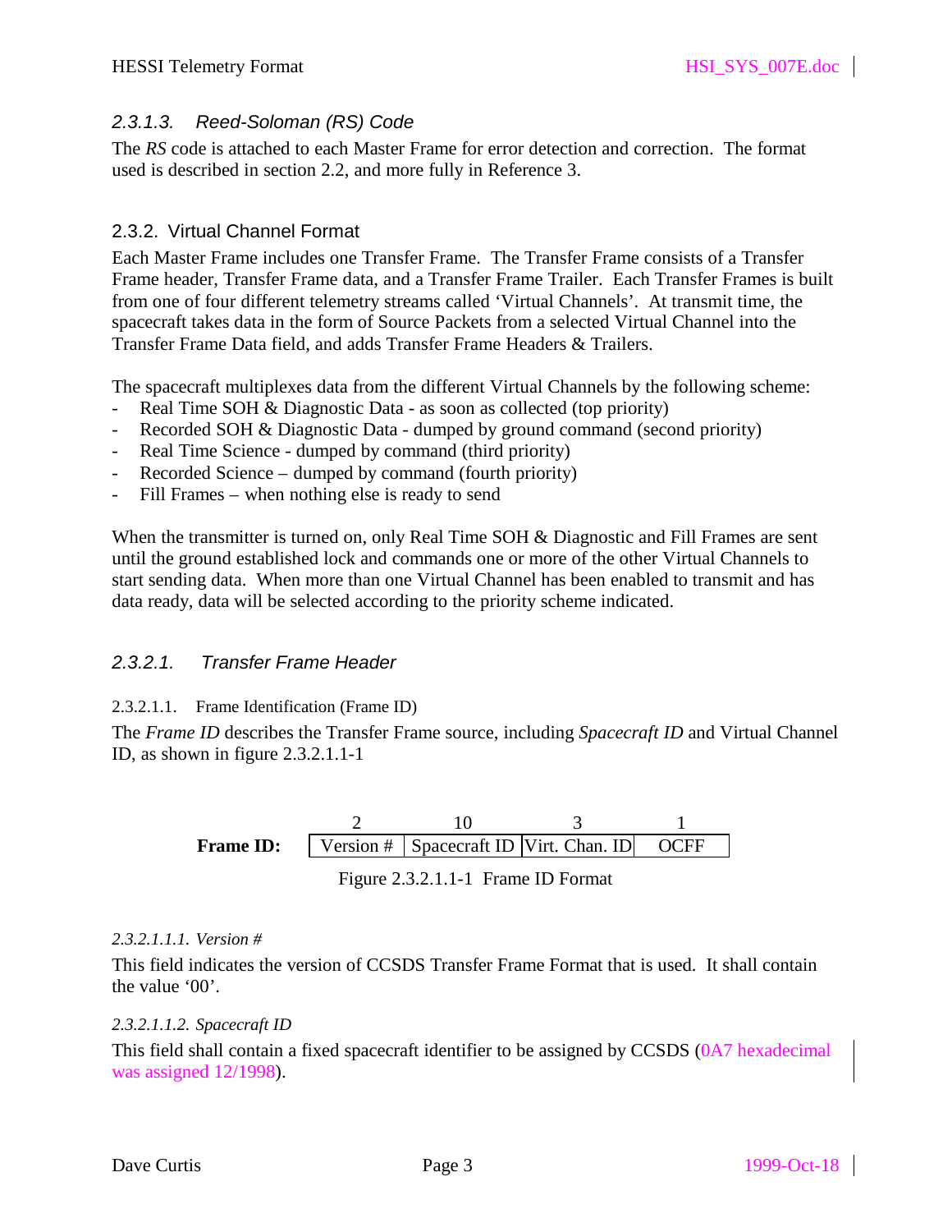#### 2.3.1.3. Reed-Soloman (RS) Code

The *RS* code is attached to each Master Frame for error detection and correction. The format used is described in section 2.2, and more fully in Reference 3.

### 2.3.2. Virtual Channel Format

Each Master Frame includes one Transfer Frame. The Transfer Frame consists of a Transfer Frame header, Transfer Frame data, and a Transfer Frame Trailer. Each Transfer Frames is built from one of four different telemetry streams called 'Virtual Channels'. At transmit time, the spacecraft takes data in the form of Source Packets from a selected Virtual Channel into the Transfer Frame Data field, and adds Transfer Frame Headers & Trailers.

The spacecraft multiplexes data from the different Virtual Channels by the following scheme:

- Real Time SOH & Diagnostic Data - as soon as collected (top priority)
- Recorded SOH & Diagnostic Data - dumped by ground command (second priority)
- Real Time Science - dumped by command (third priority)
- Recorded Science – dumped by command (fourth priority)
- Fill Frames – when nothing else is ready to send

When the transmitter is turned on, only Real Time SOH & Diagnostic and Fill Frames are sent until the ground established lock and commands one or more of the other Virtual Channels to start sending data. When more than one Virtual Channel has been enabled to transmit and has data ready, data will be selected according to the priority scheme indicated.

#### 2.3.2.1. Transfer Frame Header

##### 2.3.2.1.1. Frame Identification (Frame ID)

The *Frame ID* describes the Transfer Frame source, including *Spacecraft ID* and Virtual Channel ID, as shown in figure 2.3.2.1.1-1

| | 2 | 10 | 3 | 1 |
|---|---|---|---|---|
| **Frame ID:** | Version # | Spacecraft ID | Virt. Chan. ID | OCFF |

Figure 2.3.2.1.1-1 Frame ID Format

*2.3.2.1.1.1. Version #*

This field indicates the version of CCSDS Transfer Frame Format that is used. It shall contain the value '00'.

*2.3.2.1.1.2. Spacecraft ID*

This field shall contain a fixed spacecraft identifier to be assigned by CCSDS (0A7 hexadecimal was assigned 12/1998).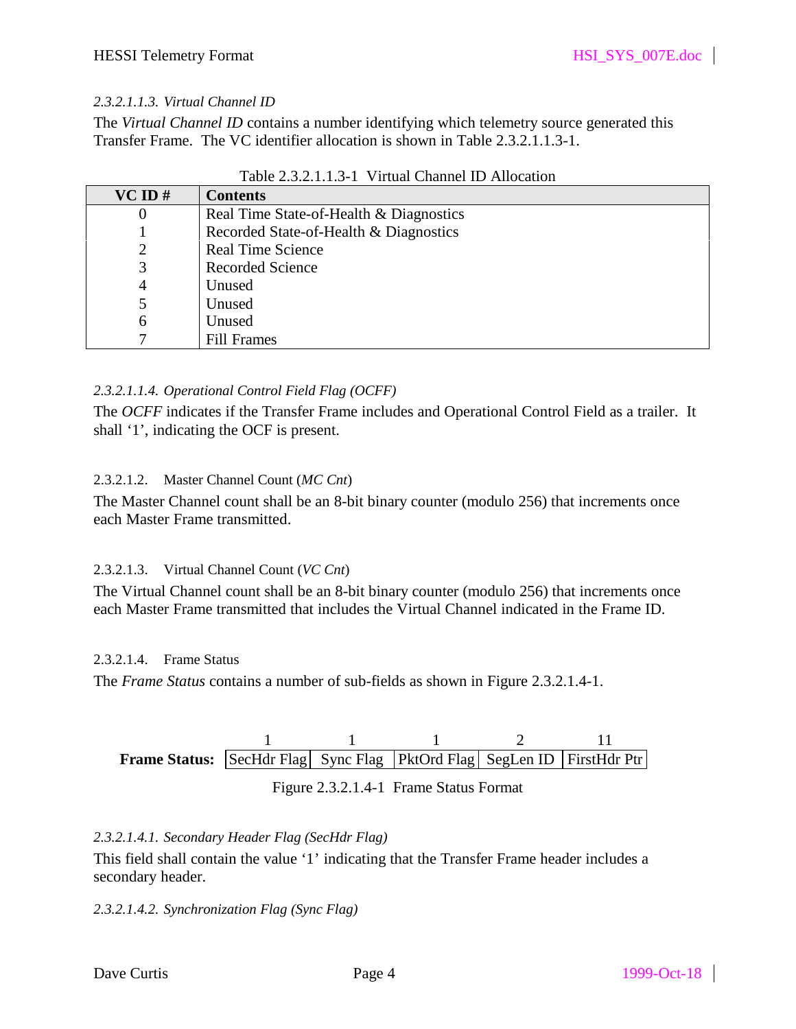#### 2.3.2.1.1.3. *Virtual Channel ID*

The *Virtual Channel ID* contains a number identifying which telemetry source generated this Transfer Frame. The VC identifier allocation is shown in Table 2.3.2.1.1.3-1.

Table 2.3.2.1.1.3-1 Virtual Channel ID Allocation

| VC ID # | Contents |
|---|---|
| 0 | Real Time State-of-Health & Diagnostics |
| 1 | Recorded State-of-Health & Diagnostics |
| 2 | Real Time Science |
| 3 | Recorded Science |
| 4 | Unused |
| 5 | Unused |
| 6 | Unused |
| 7 | Fill Frames |

#### 2.3.2.1.1.4. *Operational Control Field Flag (OCFF)*

The *OCFF* indicates if the Transfer Frame includes and Operational Control Field as a trailer. It shall '1', indicating the OCF is present.

### 2.3.2.1.2. Master Channel Count (*MC Cnt*)

The Master Channel count shall be an 8-bit binary counter (modulo 256) that increments once each Master Frame transmitted.

### 2.3.2.1.3. Virtual Channel Count (*VC Cnt*)

The Virtual Channel count shall be an 8-bit binary counter (modulo 256) that increments once each Master Frame transmitted that includes the Virtual Channel indicated in the Frame ID.

### 2.3.2.1.4. Frame Status

The *Frame Status* contains a number of sub-fields as shown in Figure 2.3.2.1.4-1.

| | 1 | 1 | 1 | 2 | 11 |
|---|---|---|---|---|---|
| **Frame Status:** | SecHdr Flag | Sync Flag | PktOrd Flag | SegLen ID | FirstHdr Ptr |

Figure 2.3.2.1.4-1 Frame Status Format

#### 2.3.2.1.4.1. *Secondary Header Flag (SecHdr Flag)*

This field shall contain the value '1' indicating that the Transfer Frame header includes a secondary header.

#### 2.3.2.1.4.2. *Synchronization Flag (Sync Flag)*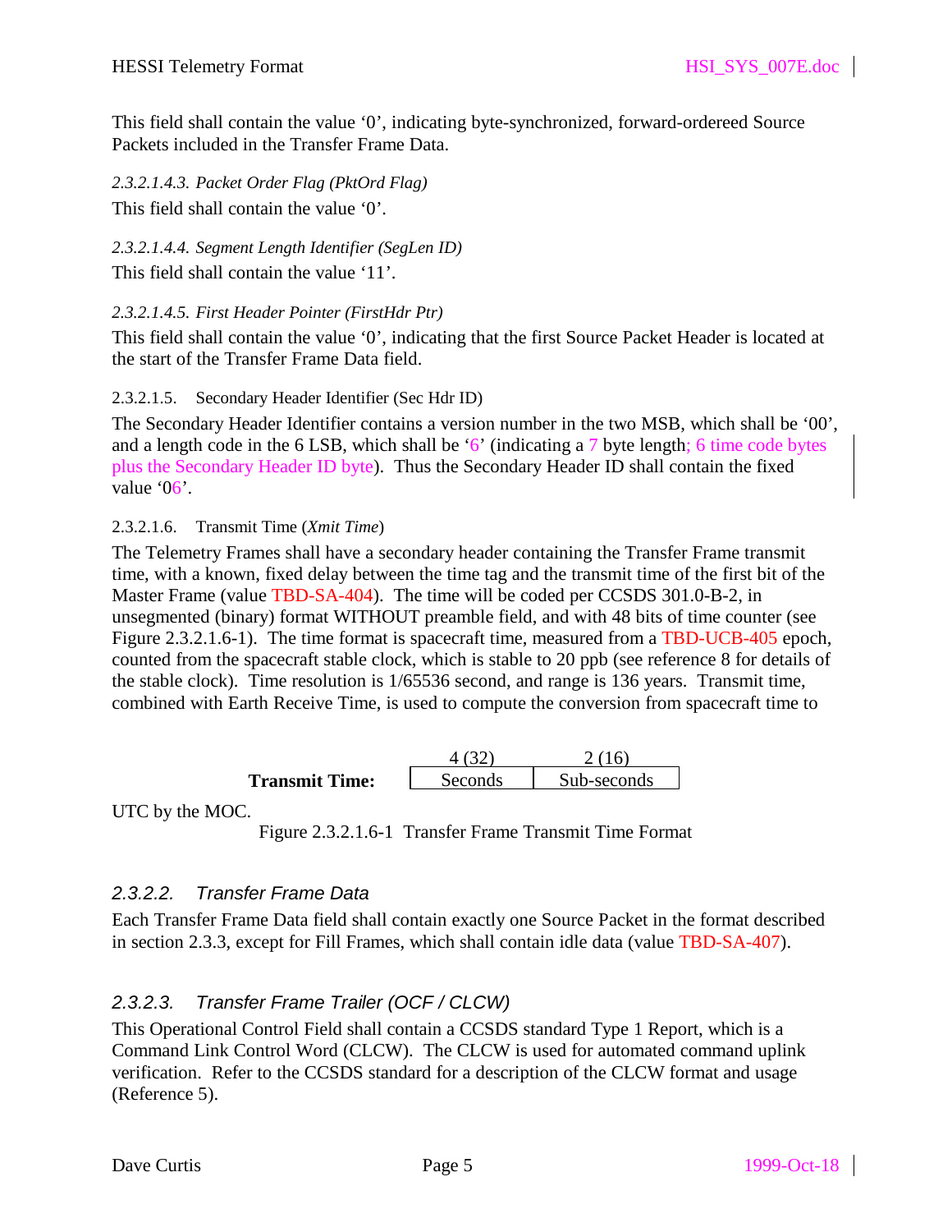This field shall contain the value '0', indicating byte-synchronized, forward-ordereed Source Packets included in the Transfer Frame Data.

*2.3.2.1.4.3. Packet Order Flag (PktOrd Flag)*

This field shall contain the value '0'.

*2.3.2.1.4.4. Segment Length Identifier (SegLen ID)*

This field shall contain the value '11'.

*2.3.2.1.4.5. First Header Pointer (FirstHdr Ptr)*

This field shall contain the value '0', indicating that the first Source Packet Header is located at the start of the Transfer Frame Data field.

2.3.2.1.5. Secondary Header Identifier (Sec Hdr ID)

The Secondary Header Identifier contains a version number in the two MSB, which shall be '00', and a length code in the 6 LSB, which shall be '6' (indicating a 7 byte length; 6 time code bytes plus the Secondary Header ID byte). Thus the Secondary Header ID shall contain the fixed value '06'.

2.3.2.1.6. Transmit Time (*Xmit Time*)

The Telemetry Frames shall have a secondary header containing the Transfer Frame transmit time, with a known, fixed delay between the time tag and the transmit time of the first bit of the Master Frame (value TBD-SA-404). The time will be coded per CCSDS 301.0-B-2, in unsegmented (binary) format WITHOUT preamble field, and with 48 bits of time counter (see Figure 2.3.2.1.6-1). The time format is spacecraft time, measured from a TBD-UCB-405 epoch, counted from the spacecraft stable clock, which is stable to 20 ppb (see reference 8 for details of the stable clock). Time resolution is 1/65536 second, and range is 136 years. Transmit time, combined with Earth Receive Time, is used to compute the conversion from spacecraft time to UTC by the MOC.

| | 4 (32) | 2 (16) |
|---|---|---|
| **Transmit Time:** | Seconds | Sub-seconds |

Figure 2.3.2.1.6-1 Transfer Frame Transmit Time Format

### *2.3.2.2. Transfer Frame Data*

Each Transfer Frame Data field shall contain exactly one Source Packet in the format described in section 2.3.3, except for Fill Frames, which shall contain idle data (value TBD-SA-407).

### *2.3.2.3. Transfer Frame Trailer (OCF / CLCW)*

This Operational Control Field shall contain a CCSDS standard Type 1 Report, which is a Command Link Control Word (CLCW). The CLCW is used for automated command uplink verification. Refer to the CCSDS standard for a description of the CLCW format and usage (Reference 5).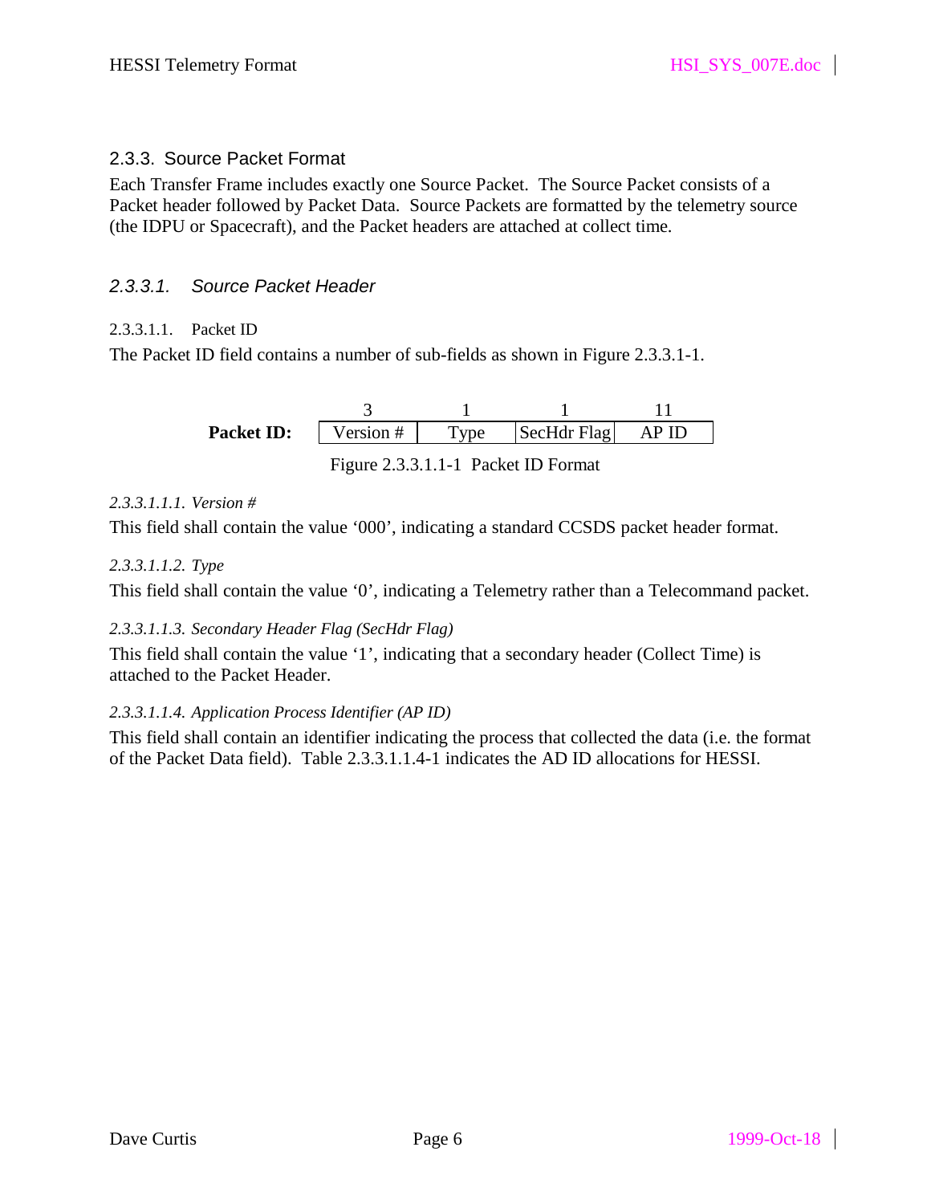## 2.3.3. Source Packet Format

Each Transfer Frame includes exactly one Source Packet. The Source Packet consists of a Packet header followed by Packet Data. Source Packets are formatted by the telemetry source (the IDPU or Spacecraft), and the Packet headers are attached at collect time.

### *2.3.3.1. Source Packet Header*

#### 2.3.3.1.1. Packet ID

The Packet ID field contains a number of sub-fields as shown in Figure 2.3.3.1-1.

| | 3 | 1 | 1 | 11 |
|---|---|---|---|---|
| **Packet ID:** | Version # | Type | SecHdr Flag | AP ID |

Figure 2.3.3.1.1-1 Packet ID Format

*2.3.3.1.1.1. Version #*

This field shall contain the value '000', indicating a standard CCSDS packet header format.

*2.3.3.1.1.2. Type*

This field shall contain the value '0', indicating a Telemetry rather than a Telecommand packet.

*2.3.3.1.1.3. Secondary Header Flag (SecHdr Flag)*

This field shall contain the value '1', indicating that a secondary header (Collect Time) is attached to the Packet Header.

*2.3.3.1.1.4. Application Process Identifier (AP ID)*

This field shall contain an identifier indicating the process that collected the data (i.e. the format of the Packet Data field). Table 2.3.3.1.1.4-1 indicates the AD ID allocations for HESSI.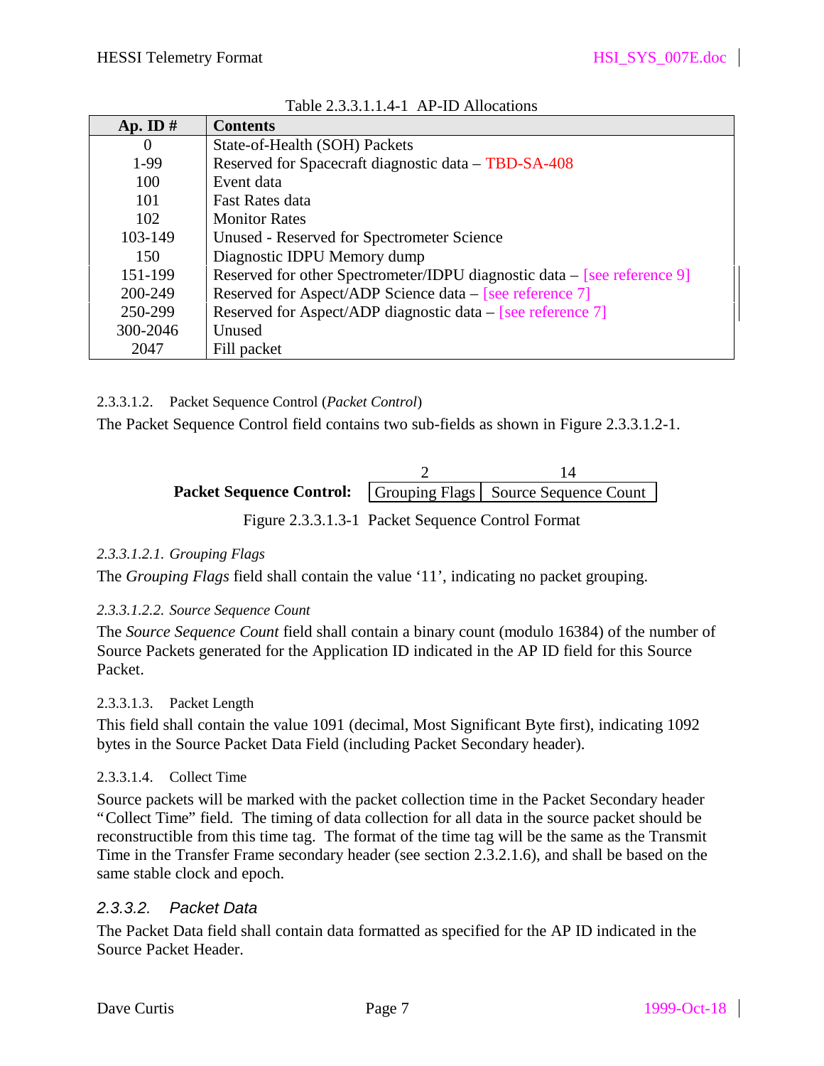Table 2.3.3.1.1.4-1 AP-ID Allocations

| Ap. ID # | Contents |
|---|---|
| 0 | State-of-Health (SOH) Packets |
| 1-99 | Reserved for Spacecraft diagnostic data – TBD-SA-408 |
| 100 | Event data |
| 101 | Fast Rates data |
| 102 | Monitor Rates |
| 103-149 | Unused - Reserved for Spectrometer Science |
| 150 | Diagnostic IDPU Memory dump |
| 151-199 | Reserved for other Spectrometer/IDPU diagnostic data – [see reference 9] |
| 200-249 | Reserved for Aspect/ADP Science data – [see reference 7] |
| 250-299 | Reserved for Aspect/ADP diagnostic data – [see reference 7] |
| 300-2046 | Unused |
| 2047 | Fill packet |

#### 2.3.3.1.2. Packet Sequence Control (*Packet Control*)

The Packet Sequence Control field contains two sub-fields as shown in Figure 2.3.3.1.2-1.

**Packet Sequence Control:**

| 2 | 14 |
|---|---|
| Grouping Flags | Source Sequence Count |

Figure 2.3.3.1.3-1 Packet Sequence Control Format

##### *2.3.3.1.2.1. Grouping Flags*

The *Grouping Flags* field shall contain the value '11', indicating no packet grouping.

##### *2.3.3.1.2.2. Source Sequence Count*

The *Source Sequence Count* field shall contain a binary count (modulo 16384) of the number of Source Packets generated for the Application ID indicated in the AP ID field for this Source Packet.

#### 2.3.3.1.3. Packet Length

This field shall contain the value 1091 (decimal, Most Significant Byte first), indicating 1092 bytes in the Source Packet Data Field (including Packet Secondary header).

#### 2.3.3.1.4. Collect Time

Source packets will be marked with the packet collection time in the Packet Secondary header "Collect Time" field. The timing of data collection for all data in the source packet should be reconstructible from this time tag. The format of the time tag will be the same as the Transmit Time in the Transfer Frame secondary header (see section 2.3.2.1.6), and shall be based on the same stable clock and epoch.

### *2.3.3.2. Packet Data*

The Packet Data field shall contain data formatted as specified for the AP ID indicated in the Source Packet Header.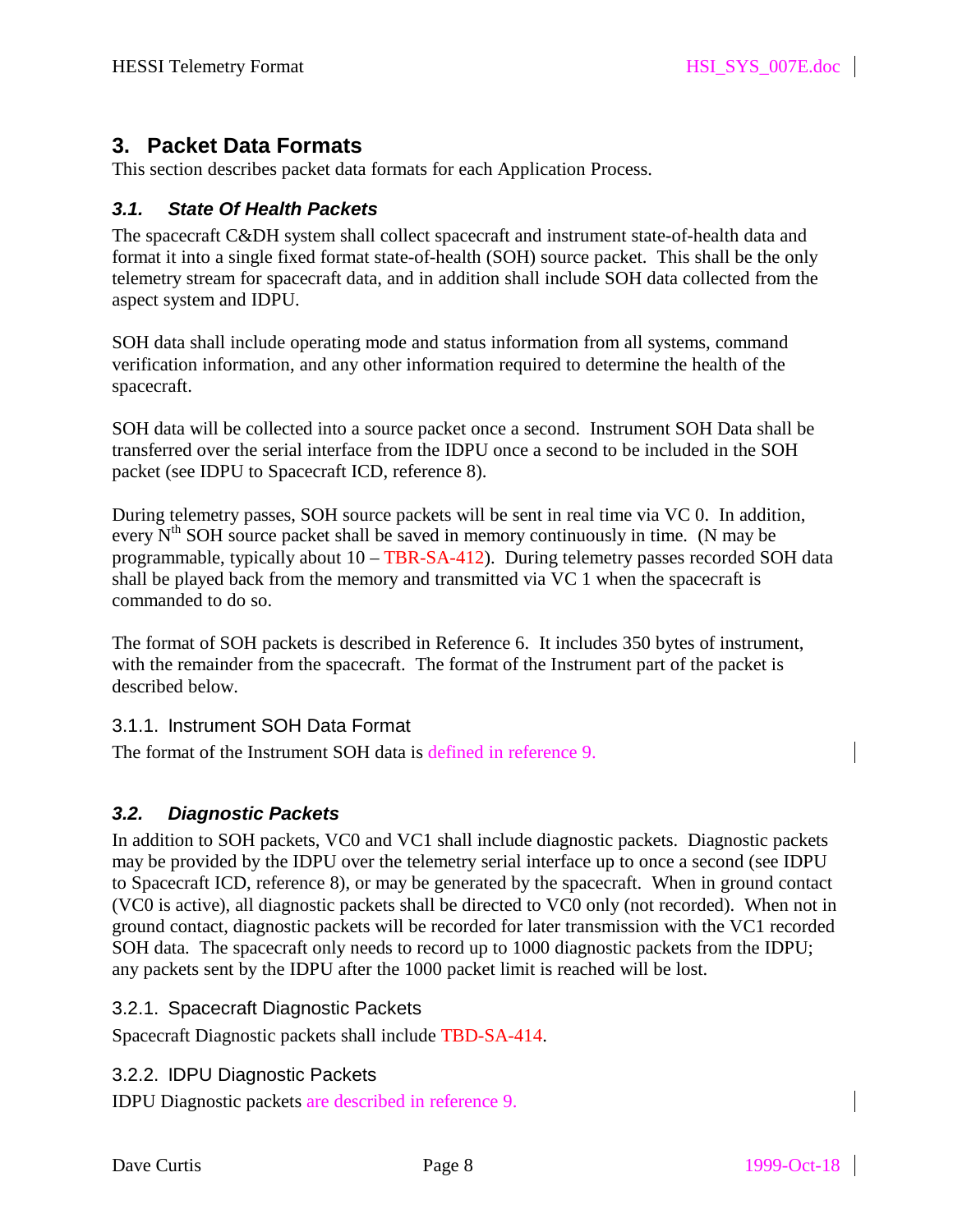# 3. Packet Data Formats

This section describes packet data formats for each Application Process.

## 3.1. State Of Health Packets

The spacecraft C&DH system shall collect spacecraft and instrument state-of-health data and format it into a single fixed format state-of-health (SOH) source packet. This shall be the only telemetry stream for spacecraft data, and in addition shall include SOH data collected from the aspect system and IDPU.

SOH data shall include operating mode and status information from all systems, command verification information, and any other information required to determine the health of the spacecraft.

SOH data will be collected into a source packet once a second. Instrument SOH Data shall be transferred over the serial interface from the IDPU once a second to be included in the SOH packet (see IDPU to Spacecraft ICD, reference 8).

During telemetry passes, SOH source packets will be sent in real time via VC 0. In addition, every $N^{th}$ SOH source packet shall be saved in memory continuously in time. (N may be programmable, typically about 10 – TBR-SA-412). During telemetry passes recorded SOH data shall be played back from the memory and transmitted via VC 1 when the spacecraft is commanded to do so.

The format of SOH packets is described in Reference 6. It includes 350 bytes of instrument, with the remainder from the spacecraft. The format of the Instrument part of the packet is described below.

### 3.1.1. Instrument SOH Data Format

The format of the Instrument SOH data is defined in reference 9.

## 3.2. Diagnostic Packets

In addition to SOH packets, VC0 and VC1 shall include diagnostic packets. Diagnostic packets may be provided by the IDPU over the telemetry serial interface up to once a second (see IDPU to Spacecraft ICD, reference 8), or may be generated by the spacecraft. When in ground contact (VC0 is active), all diagnostic packets shall be directed to VC0 only (not recorded). When not in ground contact, diagnostic packets will be recorded for later transmission with the VC1 recorded SOH data. The spacecraft only needs to record up to 1000 diagnostic packets from the IDPU; any packets sent by the IDPU after the 1000 packet limit is reached will be lost.

### 3.2.1. Spacecraft Diagnostic Packets

Spacecraft Diagnostic packets shall include TBD-SA-414.

### 3.2.2. IDPU Diagnostic Packets

IDPU Diagnostic packets are described in reference 9.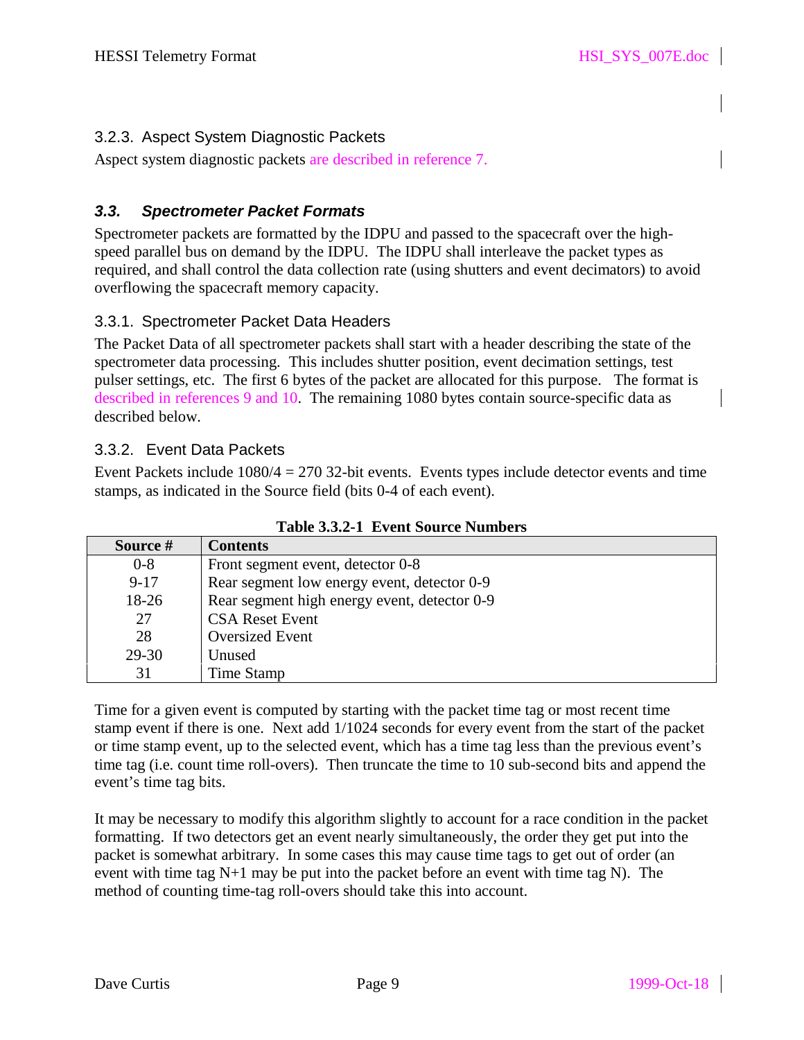### 3.2.3. Aspect System Diagnostic Packets

Aspect system diagnostic packets are described in reference 7.

## *3.3. Spectrometer Packet Formats*

Spectrometer packets are formatted by the IDPU and passed to the spacecraft over the high-speed parallel bus on demand by the IDPU. The IDPU shall interleave the packet types as required, and shall control the data collection rate (using shutters and event decimators) to avoid overflowing the spacecraft memory capacity.

### 3.3.1. Spectrometer Packet Data Headers

The Packet Data of all spectrometer packets shall start with a header describing the state of the spectrometer data processing. This includes shutter position, event decimation settings, test pulser settings, etc. The first 6 bytes of the packet are allocated for this purpose. The format is described in references 9 and 10. The remaining 1080 bytes contain source-specific data as described below.

### 3.3.2. Event Data Packets

Event Packets include 1080/4 = 270 32-bit events. Events types include detector events and time stamps, as indicated in the Source field (bits 0-4 of each event).

**Table 3.3.2-1 Event Source Numbers**

| Source # | Contents |
|---|---|
| 0-8 | Front segment event, detector 0-8 |
| 9-17 | Rear segment low energy event, detector 0-9 |
| 18-26 | Rear segment high energy event, detector 0-9 |
| 27 | CSA Reset Event |
| 28 | Oversized Event |
| 29-30 | Unused |
| 31 | Time Stamp |

Time for a given event is computed by starting with the packet time tag or most recent time stamp event if there is one. Next add 1/1024 seconds for every event from the start of the packet or time stamp event, up to the selected event, which has a time tag less than the previous event's time tag (i.e. count time roll-overs). Then truncate the time to 10 sub-second bits and append the event's time tag bits.

It may be necessary to modify this algorithm slightly to account for a race condition in the packet formatting. If two detectors get an event nearly simultaneously, the order they get put into the packet is somewhat arbitrary. In some cases this may cause time tags to get out of order (an event with time tag N+1 may be put into the packet before an event with time tag N). The method of counting time-tag roll-overs should take this into account.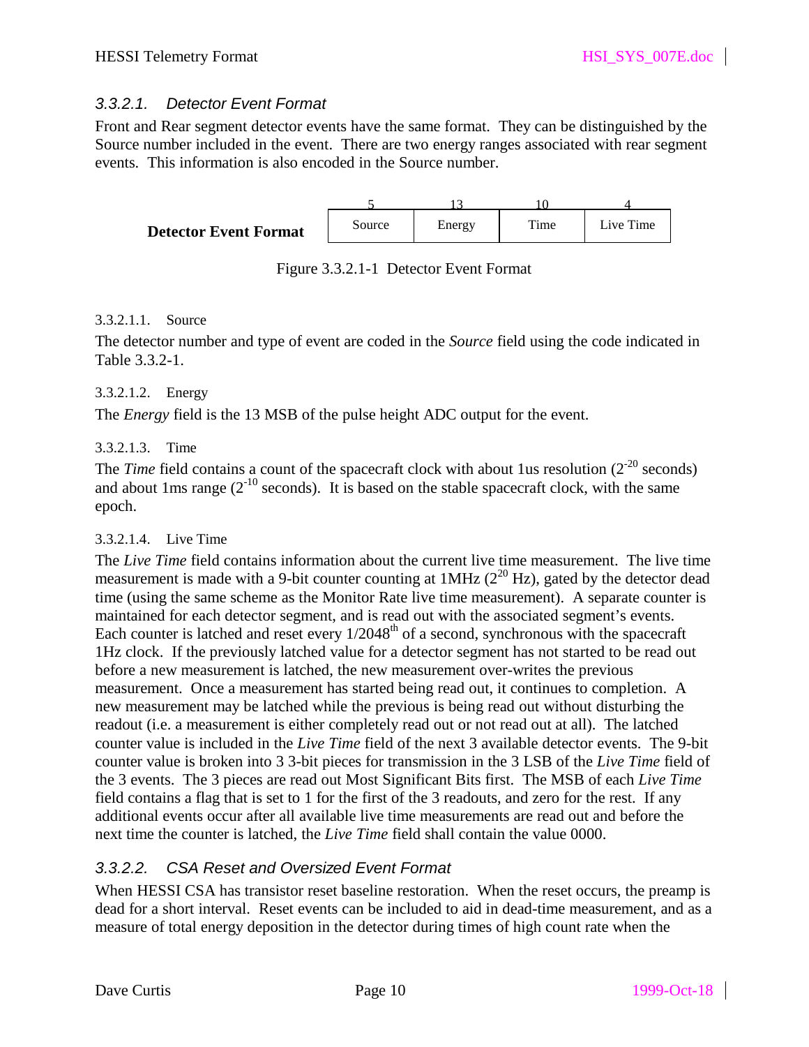### 3.3.2.1. Detector Event Format

Front and Rear segment detector events have the same format. They can be distinguished by the Source number included in the event. There are two energy ranges associated with rear segment events. This information is also encoded in the Source number.

| | 5 | 13 | 10 | 4 |
|---|---|---|---|---|
| **Detector Event Format** | Source | Energy | Time | Live Time |

Figure 3.3.2.1-1 Detector Event Format

#### 3.3.2.1.1. Source

The detector number and type of event are coded in the *Source* field using the code indicated in Table 3.3.2-1.

#### 3.3.2.1.2. Energy

The *Energy* field is the 13 MSB of the pulse height ADC output for the event.

#### 3.3.2.1.3. Time

The *Time* field contains a count of the spacecraft clock with about 1us resolution ($2^{-20}$ seconds) and about 1ms range ($2^{-10}$ seconds). It is based on the stable spacecraft clock, with the same epoch.

#### 3.3.2.1.4. Live Time

The *Live Time* field contains information about the current live time measurement. The live time measurement is made with a 9-bit counter counting at 1MHz ($2^{20}$ Hz), gated by the detector dead time (using the same scheme as the Monitor Rate live time measurement). A separate counter is maintained for each detector segment, and is read out with the associated segment's events. Each counter is latched and reset every $1/2048^{th}$ of a second, synchronous with the spacecraft 1Hz clock. If the previously latched value for a detector segment has not started to be read out before a new measurement is latched, the new measurement over-writes the previous measurement. Once a measurement has started being read out, it continues to completion. A new measurement may be latched while the previous is being read out without disturbing the readout (i.e. a measurement is either completely read out or not read out at all). The latched counter value is included in the *Live Time* field of the next 3 available detector events. The 9-bit counter value is broken into 3 3-bit pieces for transmission in the 3 LSB of the *Live Time* field of the 3 events. The 3 pieces are read out Most Significant Bits first. The MSB of each *Live Time* field contains a flag that is set to 1 for the first of the 3 readouts, and zero for the rest. If any additional events occur after all available live time measurements are read out and before the next time the counter is latched, the *Live Time* field shall contain the value 0000.

### 3.3.2.2. CSA Reset and Oversized Event Format

When HESSI CSA has transistor reset baseline restoration. When the reset occurs, the preamp is dead for a short interval. Reset events can be included to aid in dead-time measurement, and as a measure of total energy deposition in the detector during times of high count rate when the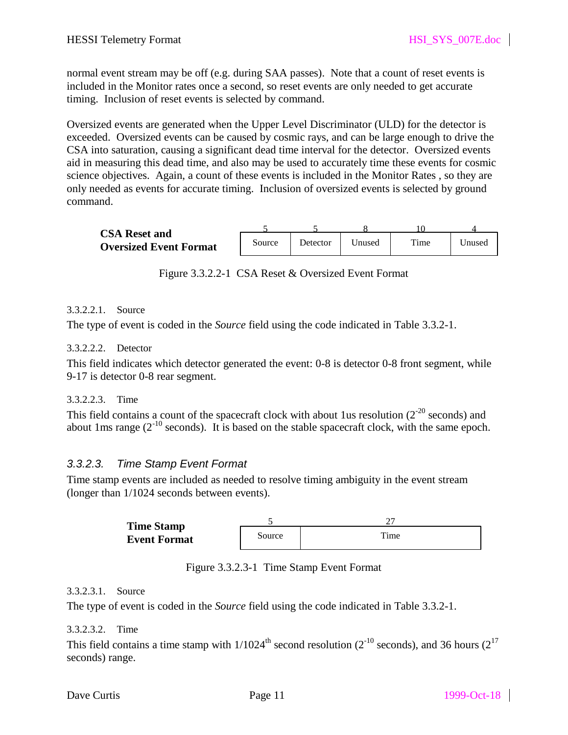normal event stream may be off (e.g. during SAA passes). Note that a count of reset events is included in the Monitor rates once a second, so reset events are only needed to get accurate timing. Inclusion of reset events is selected by command.

Oversized events are generated when the Upper Level Discriminator (ULD) for the detector is exceeded. Oversized events can be caused by cosmic rays, and can be large enough to drive the CSA into saturation, causing a significant dead time interval for the detector. Oversized events aid in measuring this dead time, and also may be used to accurately time these events for cosmic science objectives. Again, a count of these events is included in the Monitor Rates , so they are only needed as events for accurate timing. Inclusion of oversized events is selected by ground command.

**CSA Reset and Oversized Event Format**

| 5 | 5 | 8 | 10 | 4 |
|---|---|---|---|---|
| Source | Detector | Unused | Time | Unused |

Figure 3.3.2.2-1 CSA Reset & Oversized Event Format

3.3.2.2.1. Source

The type of event is coded in the *Source* field using the code indicated in Table 3.3.2-1.

3.3.2.2.2. Detector

This field indicates which detector generated the event: 0-8 is detector 0-8 front segment, while 9-17 is detector 0-8 rear segment.

3.3.2.2.3. Time

This field contains a count of the spacecraft clock with about 1us resolution ($2^{-20}$ seconds) and about 1ms range ($2^{-10}$ seconds). It is based on the stable spacecraft clock, with the same epoch.

### *3.3.2.3. Time Stamp Event Format*

Time stamp events are included as needed to resolve timing ambiguity in the event stream (longer than 1/1024 seconds between events).

**Time Stamp Event Format**

| 5 | 27 |
|---|---|
| Source | Time |

Figure 3.3.2.3-1 Time Stamp Event Format

3.3.2.3.1. Source

The type of event is coded in the *Source* field using the code indicated in Table 3.3.2-1.

3.3.2.3.2. Time

This field contains a time stamp with $1/1024^{th}$ second resolution ($2^{-10}$ seconds), and 36 hours ($2^{17}$ seconds) range.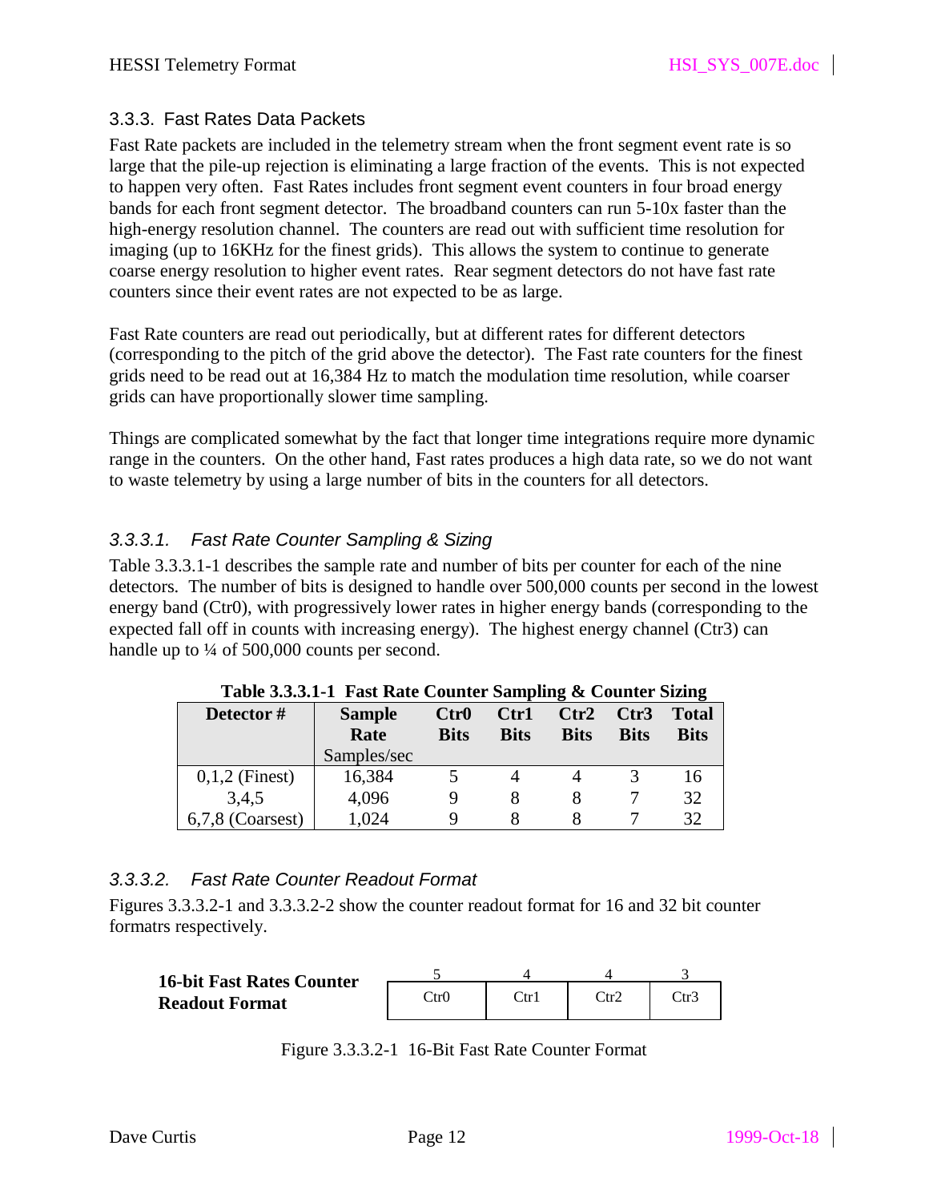### 3.3.3. Fast Rates Data Packets

Fast Rate packets are included in the telemetry stream when the front segment event rate is so large that the pile-up rejection is eliminating a large fraction of the events. This is not expected to happen very often. Fast Rates includes front segment event counters in four broad energy bands for each front segment detector. The broadband counters can run 5-10x faster than the high-energy resolution channel. The counters are read out with sufficient time resolution for imaging (up to 16KHz for the finest grids). This allows the system to continue to generate coarse energy resolution to higher event rates. Rear segment detectors do not have fast rate counters since their event rates are not expected to be as large.

Fast Rate counters are read out periodically, but at different rates for different detectors (corresponding to the pitch of the grid above the detector). The Fast rate counters for the finest grids need to be read out at 16,384 Hz to match the modulation time resolution, while coarser grids can have proportionally slower time sampling.

Things are complicated somewhat by the fact that longer time integrations require more dynamic range in the counters. On the other hand, Fast rates produces a high data rate, so we do not want to waste telemetry by using a large number of bits in the counters for all detectors.

#### *3.3.3.1. Fast Rate Counter Sampling & Sizing*

Table 3.3.3.1-1 describes the sample rate and number of bits per counter for each of the nine detectors. The number of bits is designed to handle over 500,000 counts per second in the lowest energy band (Ctr0), with progressively lower rates in higher energy bands (corresponding to the expected fall off in counts with increasing energy). The highest energy channel (Ctr3) can handle up to ¼ of 500,000 counts per second.

**Table 3.3.3.1-1 Fast Rate Counter Sampling & Counter Sizing**

| **Detector #** | **Sample Rate** Samples/sec | **Ctr0 Bits** | **Ctr1 Bits** | **Ctr2 Bits** | **Ctr3 Bits** | **Total Bits** |
|---|---|---|---|---|---|---|
| 0,1,2 (Finest) | 16,384 | 5 | 4 | 4 | 3 | 16 |
| 3,4,5 | 4,096 | 9 | 8 | 8 | 7 | 32 |
| 6,7,8 (Coarsest) | 1,024 | 9 | 8 | 8 | 7 | 32 |

#### *3.3.3.2. Fast Rate Counter Readout Format*

Figures 3.3.3.2-1 and 3.3.3.2-2 show the counter readout format for 16 and 32 bit counter formatrs respectively.

**16-bit Fast Rates Counter Readout Format**

| 5 | 4 | 4 | 3 |
|---|---|---|---|
| Ctr0 | Ctr1 | Ctr2 | Ctr3 |

Figure 3.3.3.2-1 16-Bit Fast Rate Counter Format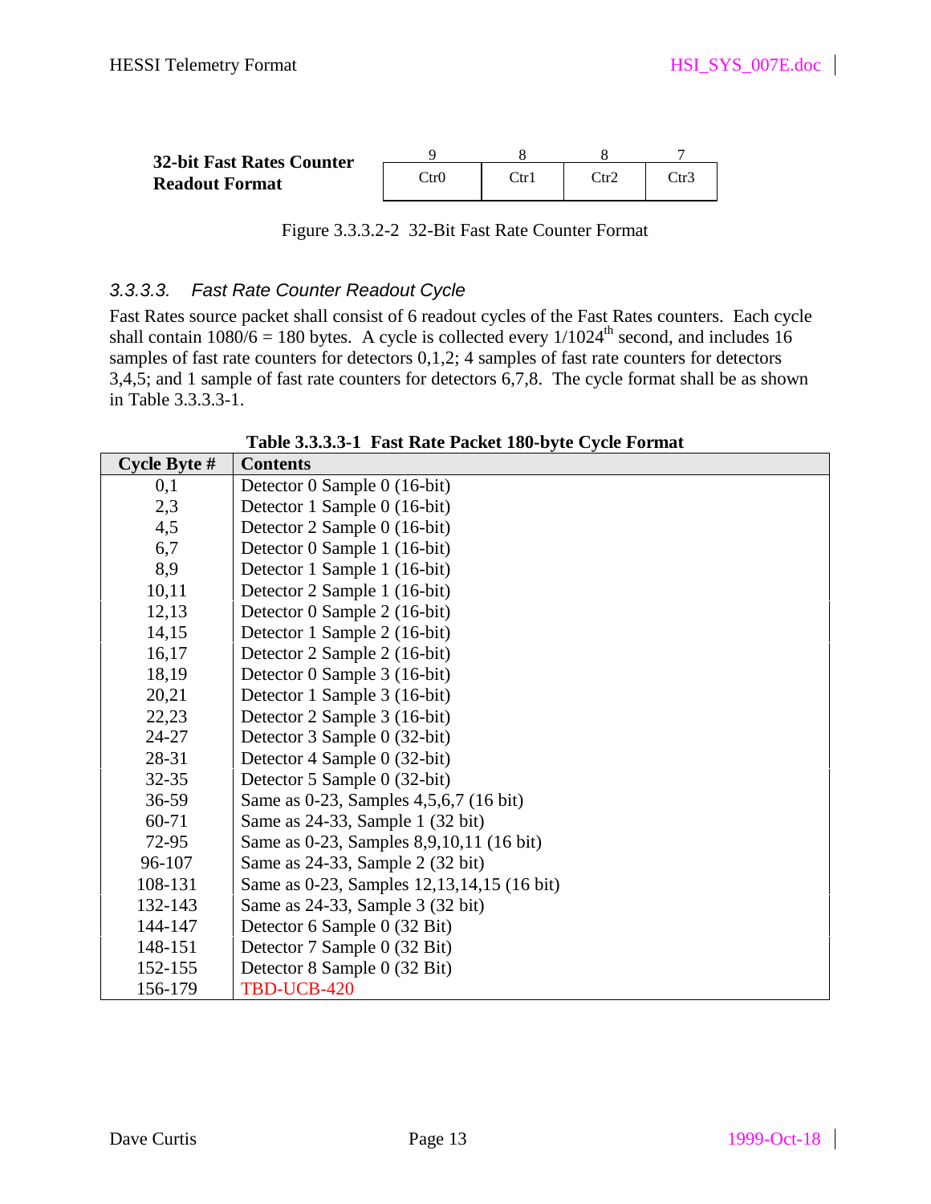**32-bit Fast Rates Counter Readout Format**

| 9 | 8 | 8 | 7 |
|---|---|---|---|
| Ctr0 | Ctr1 | Ctr2 | Ctr3 |

Figure 3.3.3.2-2 32-Bit Fast Rate Counter Format

#### 3.3.3.3. *Fast Rate Counter Readout Cycle*

Fast Rates source packet shall consist of 6 readout cycles of the Fast Rates counters. Each cycle shall contain 1080/6 = 180 bytes. A cycle is collected every 1/1024[th] second, and includes 16 samples of fast rate counters for detectors 0,1,2; 4 samples of fast rate counters for detectors 3,4,5; and 1 sample of fast rate counters for detectors 6,7,8. The cycle format shall be as shown in Table 3.3.3.3-1.

**Table 3.3.3.3-1 Fast Rate Packet 180-byte Cycle Format**

| Cycle Byte # | Contents |
|---|---|
| 0,1 | Detector 0 Sample 0 (16-bit) |
| 2,3 | Detector 1 Sample 0 (16-bit) |
| 4,5 | Detector 2 Sample 0 (16-bit) |
| 6,7 | Detector 0 Sample 1 (16-bit) |
| 8,9 | Detector 1 Sample 1 (16-bit) |
| 10,11 | Detector 2 Sample 1 (16-bit) |
| 12,13 | Detector 0 Sample 2 (16-bit) |
| 14,15 | Detector 1 Sample 2 (16-bit) |
| 16,17 | Detector 2 Sample 2 (16-bit) |
| 18,19 | Detector 0 Sample 3 (16-bit) |
| 20,21 | Detector 1 Sample 3 (16-bit) |
| 22,23 | Detector 2 Sample 3 (16-bit) |
| 24-27 | Detector 3 Sample 0 (32-bit) |
| 28-31 | Detector 4 Sample 0 (32-bit) |
| 32-35 | Detector 5 Sample 0 (32-bit) |
| 36-59 | Same as 0-23, Samples 4,5,6,7 (16 bit) |
| 60-71 | Same as 24-33, Sample 1 (32 bit) |
| 72-95 | Same as 0-23, Samples 8,9,10,11 (16 bit) |
| 96-107 | Same as 24-33, Sample 2 (32 bit) |
| 108-131 | Same as 0-23, Samples 12,13,14,15 (16 bit) |
| 132-143 | Same as 24-33, Sample 3 (32 bit) |
| 144-147 | Detector 6 Sample 0 (32 Bit) |
| 148-151 | Detector 7 Sample 0 (32 Bit) |
| 152-155 | Detector 8 Sample 0 (32 Bit) |
| 156-179 | TBD-UCB-420 |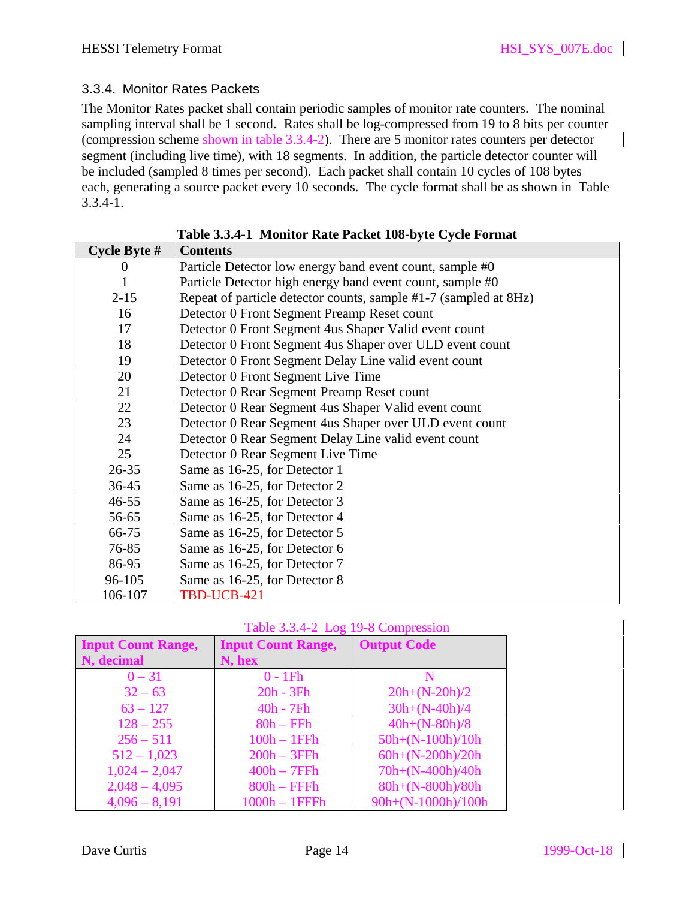### 3.3.4. Monitor Rates Packets

The Monitor Rates packet shall contain periodic samples of monitor rate counters. The nominal sampling interval shall be 1 second. Rates shall be log-compressed from 19 to 8 bits per counter (compression scheme shown in table 3.3.4-2). There are 5 monitor rates counters per detector segment (including live time), with 18 segments. In addition, the particle detector counter will be included (sampled 8 times per second). Each packet shall contain 10 cycles of 108 bytes each, generating a source packet every 10 seconds. The cycle format shall be as shown in Table 3.3.4-1.

**Table 3.3.4-1 Monitor Rate Packet 108-byte Cycle Format**

| Cycle Byte # | Contents |
|---|---|
| 0 | Particle Detector low energy band event count, sample #0 |
| 1 | Particle Detector high energy band event count, sample #0 |
| 2-15 | Repeat of particle detector counts, sample #1-7 (sampled at 8Hz) |
| 16 | Detector 0 Front Segment Preamp Reset count |
| 17 | Detector 0 Front Segment 4us Shaper Valid event count |
| 18 | Detector 0 Front Segment 4us Shaper over ULD event count |
| 19 | Detector 0 Front Segment Delay Line valid event count |
| 20 | Detector 0 Front Segment Live Time |
| 21 | Detector 0 Rear Segment Preamp Reset count |
| 22 | Detector 0 Rear Segment 4us Shaper Valid event count |
| 23 | Detector 0 Rear Segment 4us Shaper over ULD event count |
| 24 | Detector 0 Rear Segment Delay Line valid event count |
| 25 | Detector 0 Rear Segment Live Time |
| 26-35 | Same as 16-25, for Detector 1 |
| 36-45 | Same as 16-25, for Detector 2 |
| 46-55 | Same as 16-25, for Detector 3 |
| 56-65 | Same as 16-25, for Detector 4 |
| 66-75 | Same as 16-25, for Detector 5 |
| 76-85 | Same as 16-25, for Detector 6 |
| 86-95 | Same as 16-25, for Detector 7 |
| 96-105 | Same as 16-25, for Detector 8 |
| 106-107 | TBD-UCB-421 |

Table 3.3.4-2 Log 19-8 Compression

| **Input Count Range, N, decimal** | **Input Count Range, N, hex** | **Output Code** |
|---|---|---|
| 0 – 31 | 0 - 1Fh | N |
| 32 – 63 | 20h - 3Fh | 20h+(N-20h)/2 |
| 63 – 127 | 40h - 7Fh | 30h+(N-40h)/4 |
| 128 – 255 | 80h – FFh | 40h+(N-80h)/8 |
| 256 – 511 | 100h – 1FFh | 50h+(N-100h)/10h |
| 512 – 1,023 | 200h – 3FFh | 60h+(N-200h)/20h |
| 1,024 – 2,047 | 400h – 7FFh | 70h+(N-400h)/40h |
| 2,048 – 4,095 | 800h – FFFh | 80h+(N-800h)/80h |
| 4,096 – 8,191 | 1000h – 1FFFh | 90h+(N-1000h)/100h |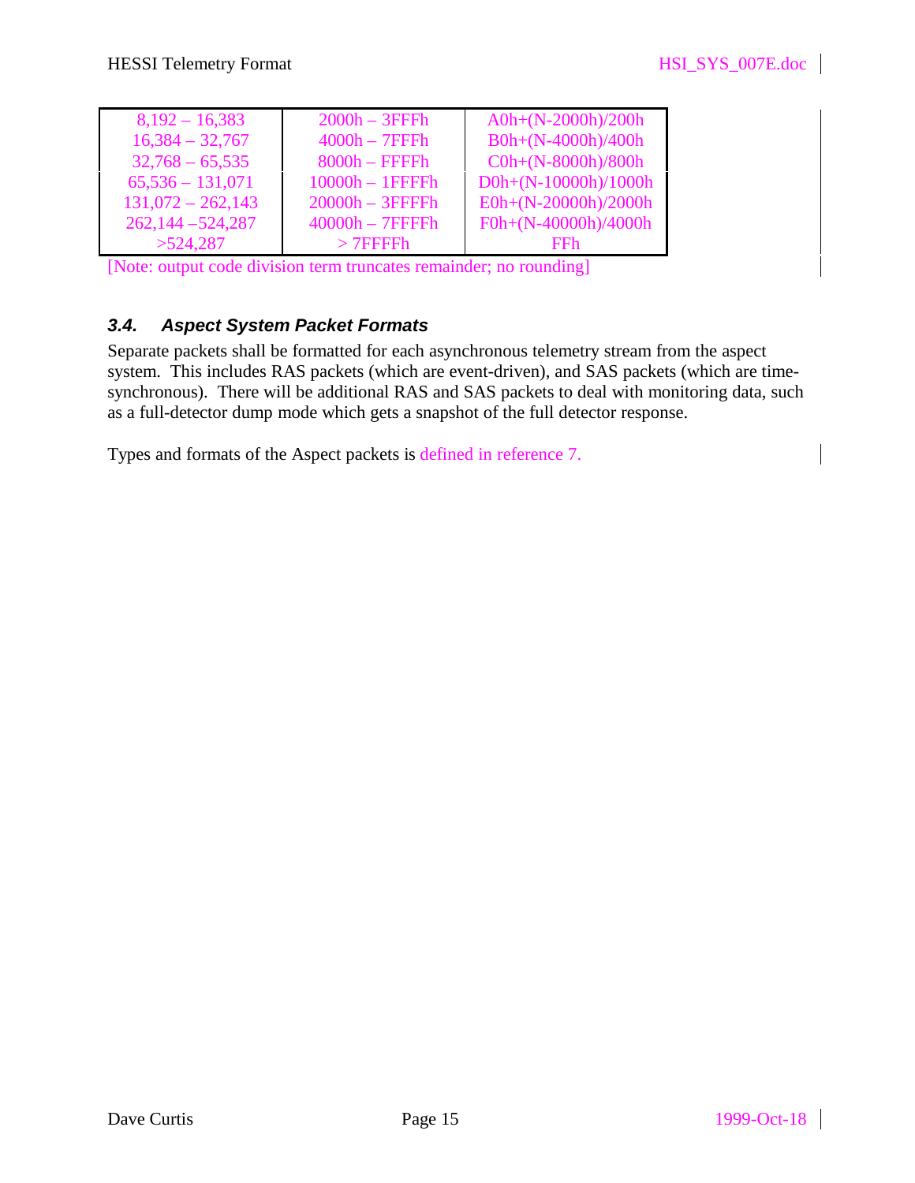| | | |
|---|---|---|
| 8,192 – 16,383 | 2000h – 3FFFh | A0h+(N-2000h)/200h |
| 16,384 – 32,767 | 4000h – 7FFFh | B0h+(N-4000h)/400h |
| 32,768 – 65,535 | 8000h – FFFFh | C0h+(N-8000h)/800h |
| 65,536 – 131,071 | 10000h – 1FFFFh | D0h+(N-10000h)/1000h |
| 131,072 – 262,143 | 20000h – 3FFFFh | E0h+(N-20000h)/2000h |
| 262,144 –524,287 | 40000h – 7FFFFh | F0h+(N-40000h)/4000h |
| >524,287 | > 7FFFFh | FFh |

[Note: output code division term truncates remainder; no rounding]

### 3.4. Aspect System Packet Formats

Separate packets shall be formatted for each asynchronous telemetry stream from the aspect system. This includes RAS packets (which are event-driven), and SAS packets (which are time-synchronous). There will be additional RAS and SAS packets to deal with monitoring data, such as a full-detector dump mode which gets a snapshot of the full detector response.

Types and formats of the Aspect packets is defined in reference 7.